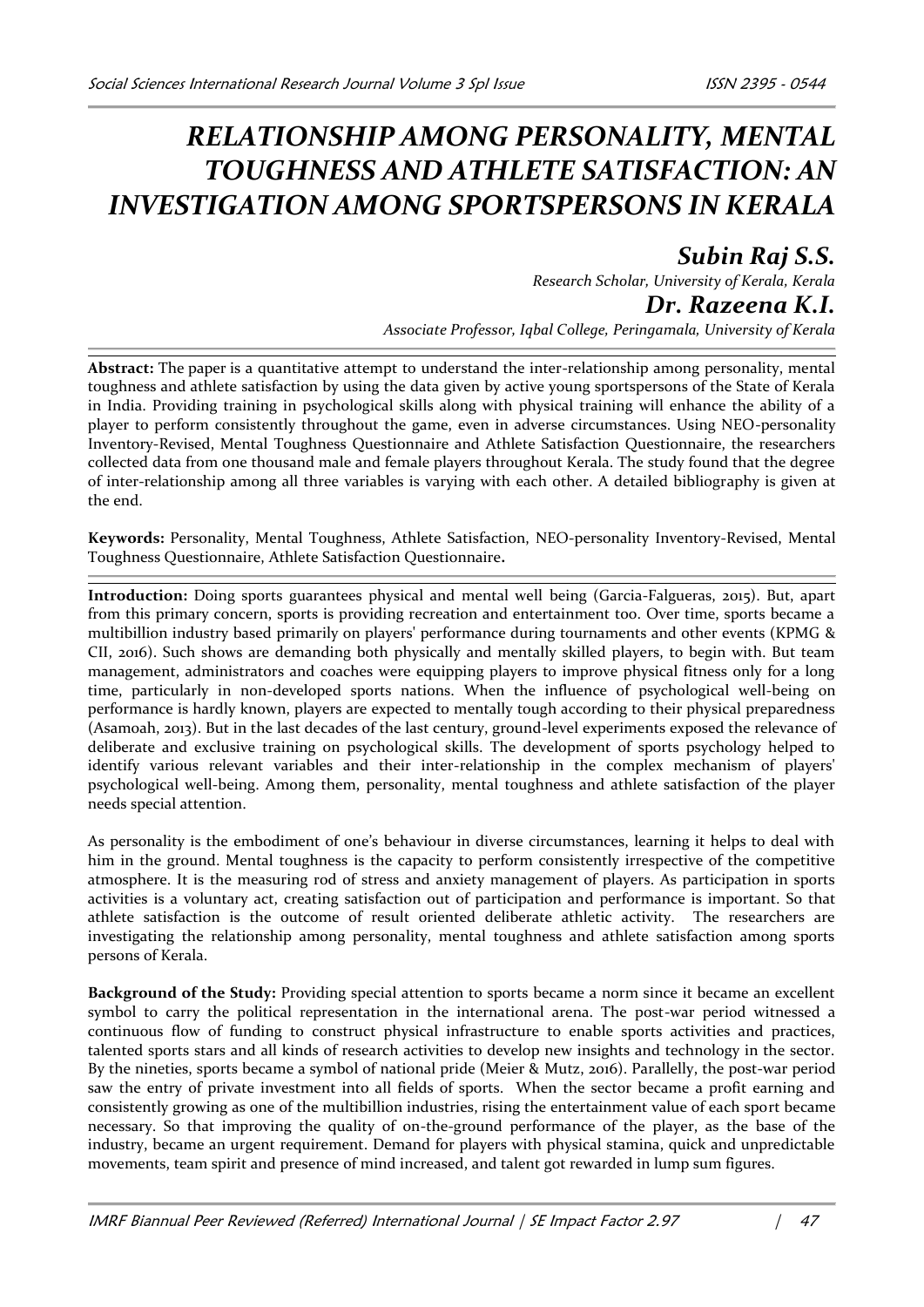# RELATIONSHIP AMONG PERSONALITY, MENTAL TOUGHNESS AND ATHLETE SATISFACTION: AN INVESTIGATION AMONG SPORTSPERSONS IN KERALA

**Subin Raj S.S.**

*Research Scholar, University of Kerala, Kerala*

**Dr. Razeena K.I.**

*Associate Professor, Iqbal College, Peringamala, University of Kerala*

**Abstract:** The paper is a quantitative attempt to understand the inter-relationship among personality, mental toughness and athlete satisfaction by using the data given by active young sportspersons of the State of Kerala in India. Providing training in psychological skills along with physical training will enhance the ability of a player to perform consistently throughout the game, even in adverse circumstances. Using NEO-personality Inventory-Revised, Mental Toughness Questionnaire and Athlete Satisfaction Questionnaire, the researchers collected data from one thousand male and female players throughout Kerala. The study found that the degree of inter-relationship among all three variables is varying with each other. A detailed bibliography is given at the end.

**Keywords:** Personality, Mental Toughness, Athlete Satisfaction, NEO-personality Inventory-Revised, Mental Toughness Questionnaire, Athlete Satisfaction Questionnaire**.**

**Introduction:** Doing sports guarantees physical and mental well being (Garcia-Falgueras, 2015). But, apart from this primary concern, sports is providing recreation and entertainment too. Over time, sports became a multibillion industry based primarily on players' performance during tournaments and other events (KPMG & CII, 2016). Such shows are demanding both physically and mentally skilled players, to begin with. But team management, administrators and coaches were equipping players to improve physical fitness only for a long time, particularly in non-developed sports nations. When the influence of psychological well-being on performance is hardly known, players are expected to mentally tough according to their physical preparedness (Asamoah, 2013). But in the last decades of the last century, ground-level experiments exposed the relevance of deliberate and exclusive training on psychological skills. The development of sports psychology helped to identify various relevant variables and their inter-relationship in the complex mechanism of players' psychological well-being. Among them, personality, mental toughness and athlete satisfaction of the player needs special attention.

As personality is the embodiment of one's behaviour in diverse circumstances, learning it helps to deal with him in the ground. Mental toughness is the capacity to perform consistently irrespective of the competitive atmosphere. It is the measuring rod of stress and anxiety management of players. As participation in sports activities is a voluntary act, creating satisfaction out of participation and performance is important. So that athlete satisfaction is the outcome of result oriented deliberate athletic activity. The researchers are investigating the relationship among personality, mental toughness and athlete satisfaction among sports persons of Kerala.

**Background of the Study:** Providing special attention to sports became a norm since it became an excellent symbol to carry the political representation in the international arena. The post-war period witnessed a continuous flow of funding to construct physical infrastructure to enable sports activities and practices, talented sports stars and all kinds of research activities to develop new insights and technology in the sector. By the nineties, sports became a symbol of national pride (Meier & Mutz, 2016). Parallelly, the post-war period saw the entry of private investment into all fields of sports. When the sector became a profit earning and consistently growing as one of the multibillion industries, rising the entertainment value of each sport became necessary. So that improving the quality of on-the-ground performance of the player, as the base of the industry, became an urgent requirement. Demand for players with physical stamina, quick and unpredictable movements, team spirit and presence of mind increased, and talent got rewarded in lump sum figures.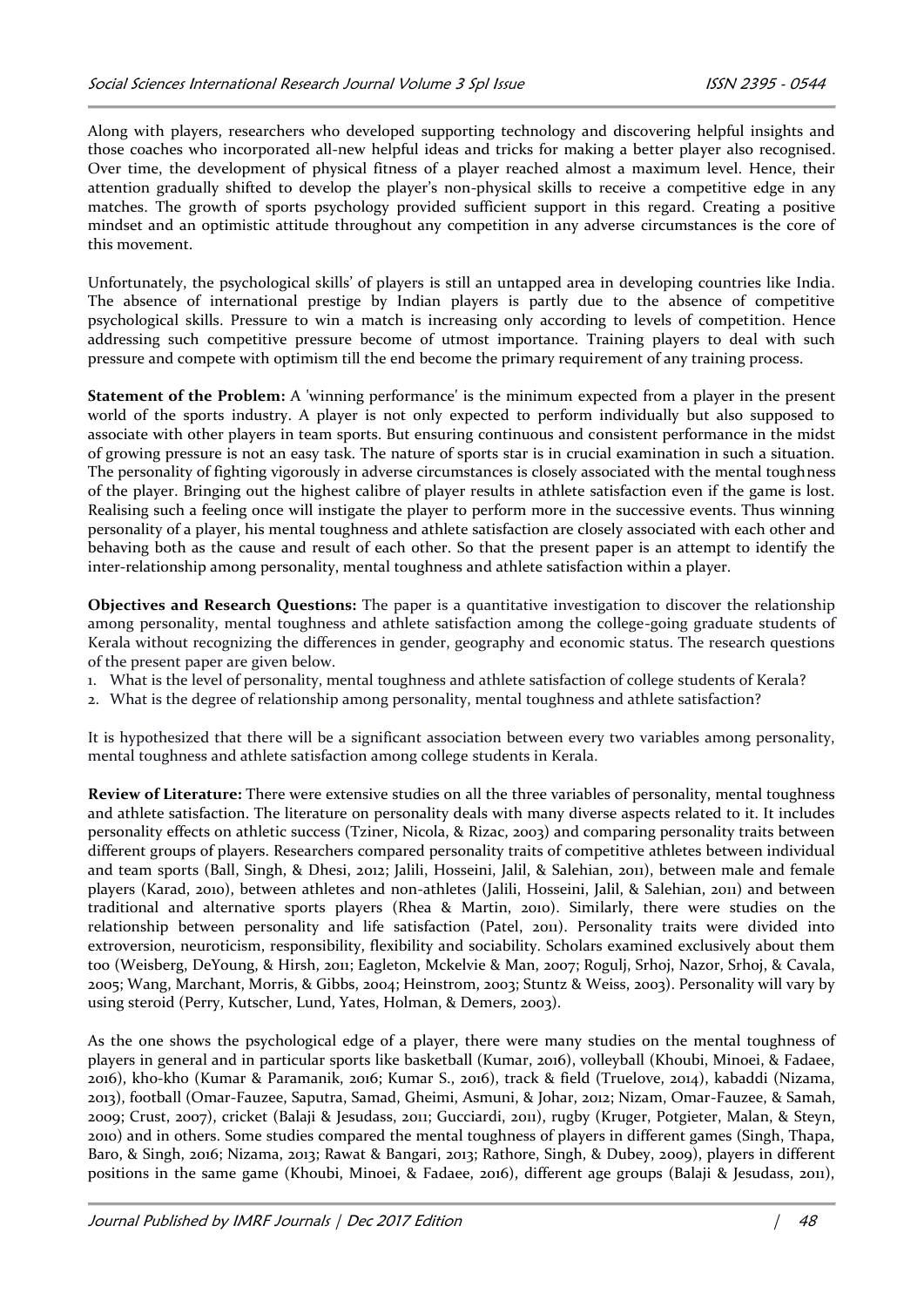Along with players, researchers who developed supporting technology and discovering helpful insights and those coaches who incorporated all-new helpful ideas and tricks for making a better player also recognised. Over time, the development of physical fitness of a player reached almost a maximum level. Hence, their attention gradually shifted to develop the player's non-physical skills to receive a competitive edge in any matches. The growth of sports psychology provided sufficient support in this regard. Creating a positive mindset and an optimistic attitude throughout any competition in any adverse circumstances is the core of this movement.

Unfortunately, the psychological skills' of players is still an untapped area in developing countries like India. The absence of international prestige by Indian players is partly due to the absence of competitive psychological skills. Pressure to win a match is increasing only according to levels of competition. Hence addressing such competitive pressure become of utmost importance. Training players to deal with such pressure and compete with optimism till the end become the primary requirement of any training process.

**Statement of the Problem:** A 'winning performance' is the minimum expected from a player in the present world of the sports industry. A player is not only expected to perform individually but also supposed to associate with other players in team sports. But ensuring continuous and consistent performance in the midst of growing pressure is not an easy task. The nature of sports star is in crucial examination in such a situation. The personality of fighting vigorously in adverse circumstances is closely associated with the mental toughness of the player. Bringing out the highest calibre of player results in athlete satisfaction even if the game is lost. Realising such a feeling once will instigate the player to perform more in the successive events. Thus winning personality of a player, his mental toughness and athlete satisfaction are closely associated with each other and behaving both as the cause and result of each other. So that the present paper is an attempt to identify the inter-relationship among personality, mental toughness and athlete satisfaction within a player.

**Objectives and Research Questions:** The paper is a quantitative investigation to discover the relationship among personality, mental toughness and athlete satisfaction among the college-going graduate students of Kerala without recognizing the differences in gender, geography and economic status. The research questions of the present paper are given below.

1. What is the level of personality, mental toughness and athlete satisfaction of college students of Kerala?
2. What is the degree of relationship among personality, mental toughness and athlete satisfaction?

It is hypothesized that there will be a significant association between every two variables among personality, mental toughness and athlete satisfaction among college students in Kerala.

**Review of Literature:** There were extensive studies on all the three variables of personality, mental toughness and athlete satisfaction. The literature on personality deals with many diverse aspects related to it. It includes personality effects on athletic success (Tziner, Nicola, & Rizac, 2003) and comparing personality traits between different groups of players. Researchers compared personality traits of competitive athletes between individual and team sports (Ball, Singh, & Dhesi, 2012; Jalili, Hosseini, Jalil, & Salehian, 2011), between male and female players (Karad, 2010), between athletes and non-athletes (Jalili, Hosseini, Jalil, & Salehian, 2011) and between traditional and alternative sports players (Rhea & Martin, 2010). Similarly, there were studies on the relationship between personality and life satisfaction (Patel, 2011). Personality traits were divided into extroversion, neuroticism, responsibility, flexibility and sociability. Scholars examined exclusively about them too (Weisberg, DeYoung, & Hirsh, 2011; Eagleton, Mckelvie & Man, 2007; Rogulj, Srhoj, Nazor, Srhoj, & Cavala, 2005; Wang, Marchant, Morris, & Gibbs, 2004; Heinstrom, 2003; Stuntz & Weiss, 2003). Personality will vary by using steroid (Perry, Kutscher, Lund, Yates, Holman, & Demers, 2003).

As the one shows the psychological edge of a player, there were many studies on the mental toughness of players in general and in particular sports like basketball (Kumar, 2016), volleyball (Khoubi, Minoei, & Fadaee, 2016), kho-kho (Kumar & Paramanik, 2016; Kumar S., 2016), track & field (Truelove, 2014), kabaddi (Nizama, 2013), football (Omar-Fauzee, Saputra, Samad, Gheimi, Asmuni, & Johar, 2012; Nizam, Omar-Fauzee, & Samah, 2009; Crust, 2007), cricket (Balaji & Jesudass, 2011; Gucciardi, 2011), rugby (Kruger, Potgieter, Malan, & Steyn, 2010) and in others. Some studies compared the mental toughness of players in different games (Singh, Thapa, Baro, & Singh, 2016; Nizama, 2013; Rawat & Bangari, 2013; Rathore, Singh, & Dubey, 2009), players in different positions in the same game (Khoubi, Minoei, & Fadaee, 2016), different age groups (Balaji & Jesudass, 2011),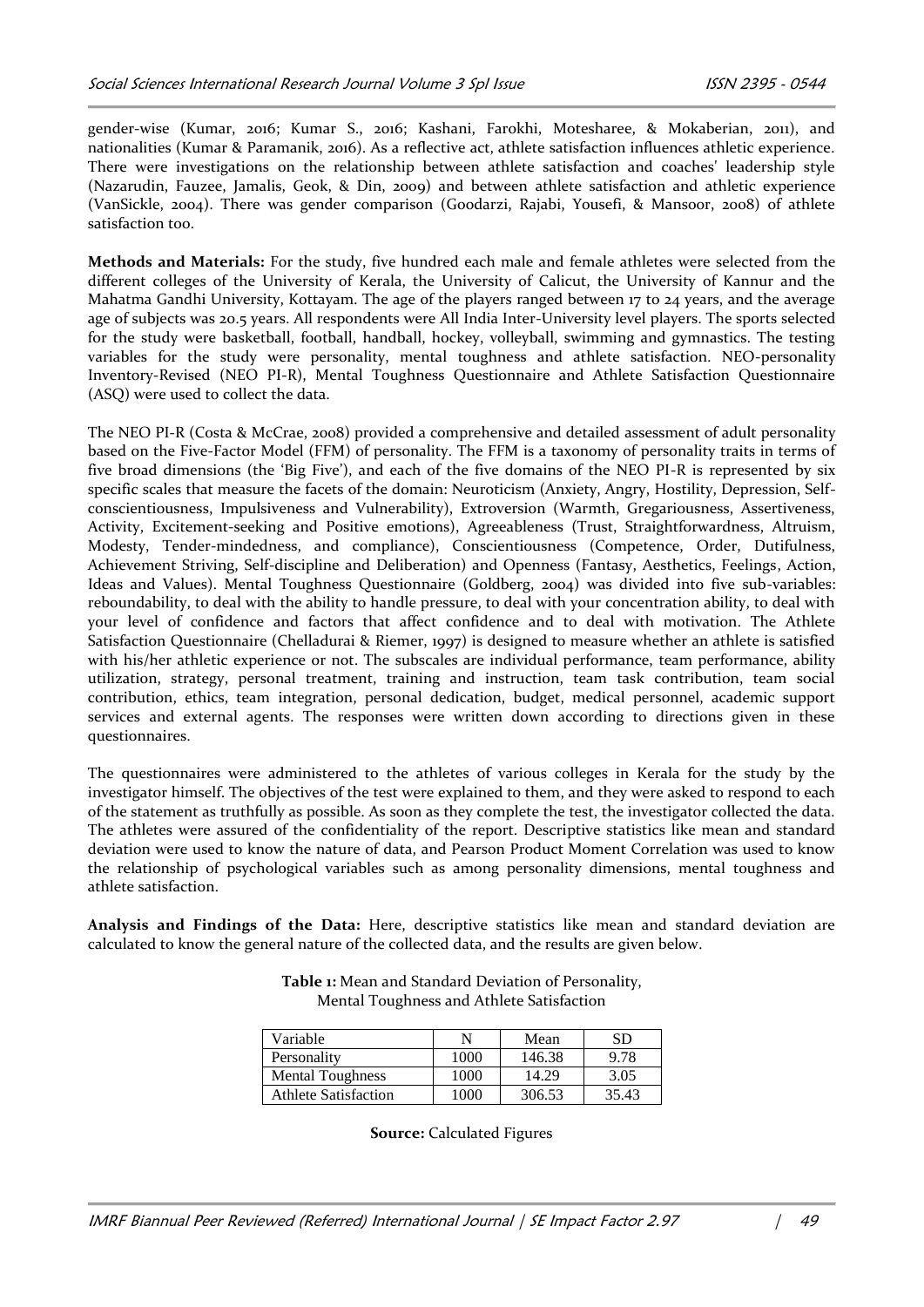gender-wise (Kumar, 2016; Kumar S., 2016; Kashani, Farokhi, Motesharee, & Mokaberian, 2011), and nationalities (Kumar & Paramanik, 2016). As a reflective act, athlete satisfaction influences athletic experience. There were investigations on the relationship between athlete satisfaction and coaches' leadership style (Nazarudin, Fauzee, Jamalis, Geok, & Din, 2009) and between athlete satisfaction and athletic experience (VanSickle, 2004). There was gender comparison (Goodarzi, Rajabi, Yousefi, & Mansoor, 2008) of athlete satisfaction too.

**Methods and Materials:** For the study, five hundred each male and female athletes were selected from the different colleges of the University of Kerala, the University of Calicut, the University of Kannur and the Mahatma Gandhi University, Kottayam. The age of the players ranged between 17 to 24 years, and the average age of subjects was 20.5 years. All respondents were All India Inter-University level players. The sports selected for the study were basketball, football, handball, hockey, volleyball, swimming and gymnastics. The testing variables for the study were personality, mental toughness and athlete satisfaction. NEO-personality Inventory-Revised (NEO PI-R), Mental Toughness Questionnaire and Athlete Satisfaction Questionnaire (ASQ) were used to collect the data.

The NEO PI-R (Costa & McCrae, 2008) provided a comprehensive and detailed assessment of adult personality based on the Five-Factor Model (FFM) of personality. The FFM is a taxonomy of personality traits in terms of five broad dimensions (the 'Big Five'), and each of the five domains of the NEO PI-R is represented by six specific scales that measure the facets of the domain: Neuroticism (Anxiety, Angry, Hostility, Depression, Self-conscientiousness, Impulsiveness and Vulnerability), Extroversion (Warmth, Gregariousness, Assertiveness, Activity, Excitement-seeking and Positive emotions), Agreeableness (Trust, Straightforwardness, Altruism, Modesty, Tender-mindedness, and compliance), Conscientiousness (Competence, Order, Dutifulness, Achievement Striving, Self-discipline and Deliberation) and Openness (Fantasy, Aesthetics, Feelings, Action, Ideas and Values). Mental Toughness Questionnaire (Goldberg, 2004) was divided into five sub-variables: reboundability, to deal with the ability to handle pressure, to deal with your concentration ability, to deal with your level of confidence and factors that affect confidence and to deal with motivation. The Athlete Satisfaction Questionnaire (Chelladurai & Riemer, 1997) is designed to measure whether an athlete is satisfied with his/her athletic experience or not. The subscales are individual performance, team performance, ability utilization, strategy, personal treatment, training and instruction, team task contribution, team social contribution, ethics, team integration, personal dedication, budget, medical personnel, academic support services and external agents. The responses were written down according to directions given in these questionnaires.

The questionnaires were administered to the athletes of various colleges in Kerala for the study by the investigator himself. The objectives of the test were explained to them, and they were asked to respond to each of the statement as truthfully as possible. As soon as they complete the test, the investigator collected the data. The athletes were assured of the confidentiality of the report. Descriptive statistics like mean and standard deviation were used to know the nature of data, and Pearson Product Moment Correlation was used to know the relationship of psychological variables such as among personality dimensions, mental toughness and athlete satisfaction.

**Analysis and Findings of the Data:** Here, descriptive statistics like mean and standard deviation are calculated to know the general nature of the collected data, and the results are given below.

**Table 1:** Mean and Standard Deviation of Personality, Mental Toughness and Athlete Satisfaction

| Variable | N | Mean | SD |
|---|---|---|---|
| Personality | 1000 | 146.38 | 9.78 |
| Mental Toughness | 1000 | 14.29 | 3.05 |
| Athlete Satisfaction | 1000 | 306.53 | 35.43 |

**Source:** Calculated Figures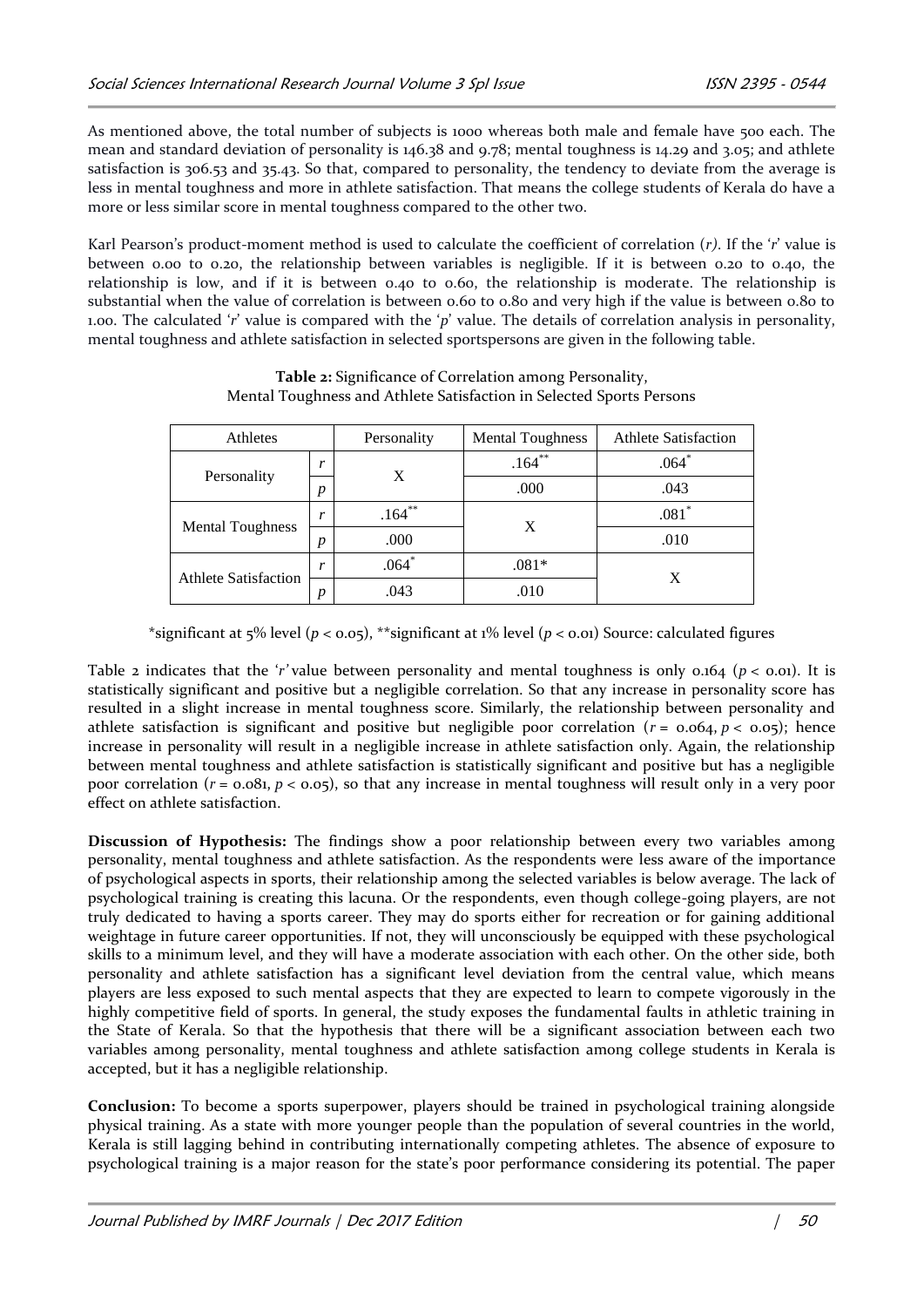As mentioned above, the total number of subjects is 1000 whereas both male and female have 500 each. The mean and standard deviation of personality is 146.38 and 9.78; mental toughness is 14.29 and 3.05; and athlete satisfaction is 306.53 and 35.43. So that, compared to personality, the tendency to deviate from the average is less in mental toughness and more in athlete satisfaction. That means the college students of Kerala do have a more or less similar score in mental toughness compared to the other two.

Karl Pearson's product-moment method is used to calculate the coefficient of correlation (*r*). If the '*r*' value is between 0.00 to 0.20, the relationship between variables is negligible. If it is between 0.20 to 0.40, the relationship is low, and if it is between 0.40 to 0.60, the relationship is moderate. The relationship is substantial when the value of correlation is between 0.60 to 0.80 and very high if the value is between 0.80 to 1.00. The calculated '*r*' value is compared with the '*p*' value. The details of correlation analysis in personality, mental toughness and athlete satisfaction in selected sportspersons are given in the following table.

**Table 2:** Significance of Correlation among Personality, Mental Toughness and Athlete Satisfaction in Selected Sports Persons

| Athletes | | Personality | Mental Toughness | Athlete Satisfaction |
|---|---|---|---|---|
| Personality | *r* | X | .164** | .064* |
| | *p* | | .000 | .043 |
| Mental Toughness | *r* | .164** | X | .081* |
| | *p* | .000 | | .010 |
| Athlete Satisfaction | *r* | .064* | .081* | X |
| | *p* | .043 | .010 | |

*significant at 5% level ($p < 0.05$), **significant at 1% level ($p < 0.01$) Source: calculated figures

Table 2 indicates that the '*r*' value between personality and mental toughness is only 0.164 ($p < 0.01$). It is statistically significant and positive but a negligible correlation. So that any increase in personality score has resulted in a slight increase in mental toughness score. Similarly, the relationship between personality and athlete satisfaction is significant and positive but negligible poor correlation ($r = 0.064$, $p < 0.05$); hence increase in personality will result in a negligible increase in athlete satisfaction only. Again, the relationship between mental toughness and athlete satisfaction is statistically significant and positive but has a negligible poor correlation ($r = 0.081$, $p < 0.05$), so that any increase in mental toughness will result only in a very poor effect on athlete satisfaction.

**Discussion of Hypothesis:** The findings show a poor relationship between every two variables among personality, mental toughness and athlete satisfaction. As the respondents were less aware of the importance of psychological aspects in sports, their relationship among the selected variables is below average. The lack of psychological training is creating this lacuna. Or the respondents, even though college-going players, are not truly dedicated to having a sports career. They may do sports either for recreation or for gaining additional weightage in future career opportunities. If not, they will unconsciously be equipped with these psychological skills to a minimum level, and they will have a moderate association with each other. On the other side, both personality and athlete satisfaction has a significant level deviation from the central value, which means players are less exposed to such mental aspects that they are expected to learn to compete vigorously in the highly competitive field of sports. In general, the study exposes the fundamental faults in athletic training in the State of Kerala. So that the hypothesis that there will be a significant association between each two variables among personality, mental toughness and athlete satisfaction among college students in Kerala is accepted, but it has a negligible relationship.

**Conclusion:** To become a sports superpower, players should be trained in psychological training alongside physical training. As a state with more younger people than the population of several countries in the world, Kerala is still lagging behind in contributing internationally competing athletes. The absence of exposure to psychological training is a major reason for the state's poor performance considering its potential. The paper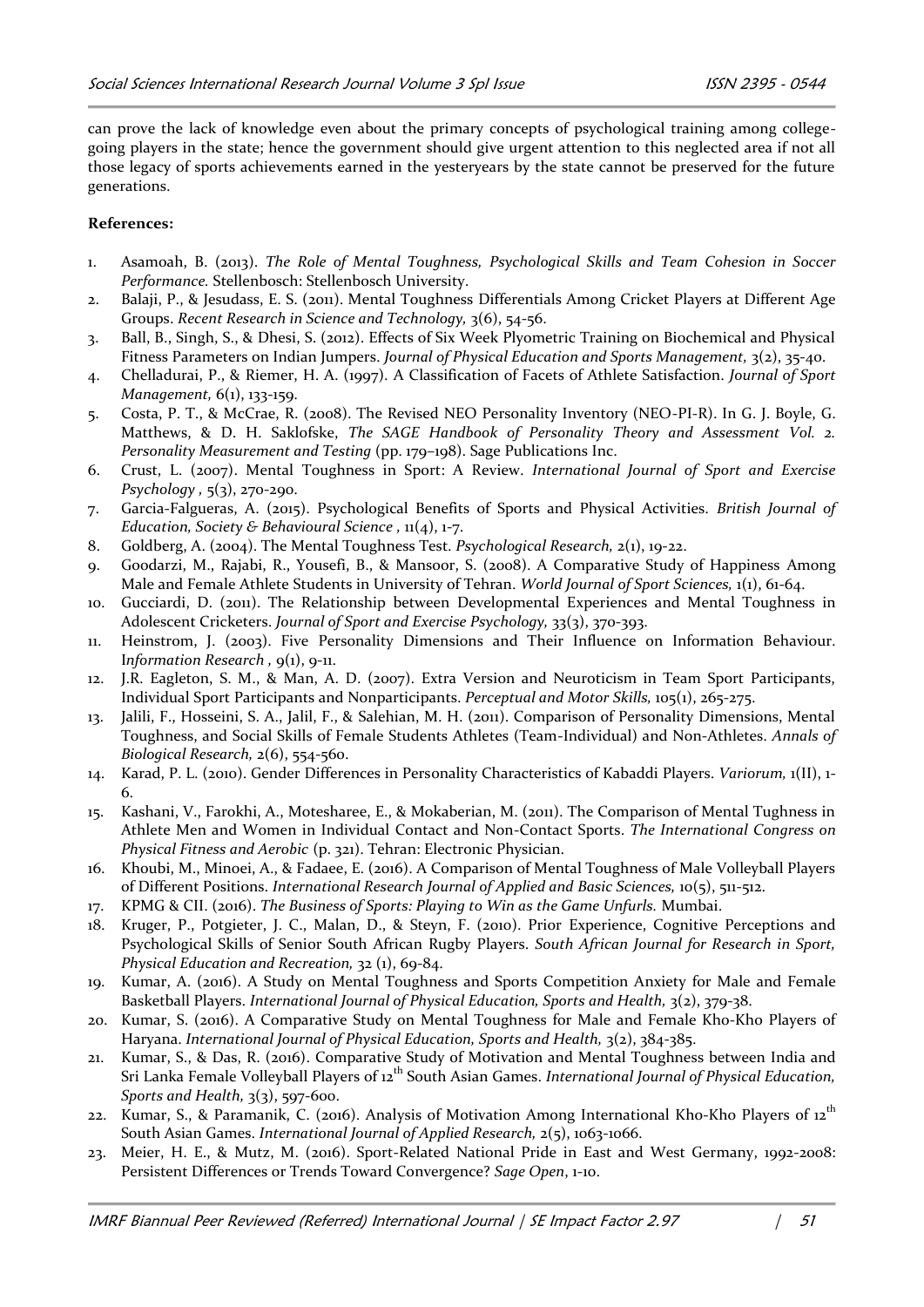can prove the lack of knowledge even about the primary concepts of psychological training among college-going players in the state; hence the government should give urgent attention to this neglected area if not all those legacy of sports achievements earned in the yesteryears by the state cannot be preserved for the future generations.

**References:**

1. Asamoah, B. (2013). *The Role of Mental Toughness, Psychological Skills and Team Cohesion in Soccer Performance.* Stellenbosch: Stellenbosch University.
2. Balaji, P., & Jesudass, E. S. (2011). Mental Toughness Differentials Among Cricket Players at Different Age Groups. *Recent Research in Science and Technology,* 3(6), 54-56.
3. Ball, B., Singh, S., & Dhesi, S. (2012). Effects of Six Week Plyometric Training on Biochemical and Physical Fitness Parameters on Indian Jumpers. *Journal of Physical Education and Sports Management,* 3(2), 35-40.
4. Chelladurai, P., & Riemer, H. A. (1997). A Classification of Facets of Athlete Satisfaction. *Journal of Sport Management,* 6(1), 133-159.
5. Costa, P. T., & McCrae, R. (2008). The Revised NEO Personality Inventory (NEO-PI-R). In G. J. Boyle, G. Matthews, & D. H. Saklofske, *The SAGE Handbook of Personality Theory and Assessment Vol. 2. Personality Measurement and Testing* (pp. 179–198). Sage Publications Inc.
6. Crust, L. (2007). Mental Toughness in Sport: A Review. *International Journal of Sport and Exercise Psychology ,* 5(3), 270-290.
7. Garcia-Falgueras, A. (2015). Psychological Benefits of Sports and Physical Activities. *British Journal of Education, Society & Behavioural Science ,* 11(4), 1-7.
8. Goldberg, A. (2004). The Mental Toughness Test. *Psychological Research,* 2(1), 19-22.
9. Goodarzi, M., Rajabi, R., Yousefi, B., & Mansoor, S. (2008). A Comparative Study of Happiness Among Male and Female Athlete Students in University of Tehran. *World Journal of Sport Sciences,* 1(1), 61-64.
10. Gucciardi, D. (2011). The Relationship between Developmental Experiences and Mental Toughness in Adolescent Cricketers. *Journal of Sport and Exercise Psychology,* 33(3), 370-393.
11. Heinstrom, J. (2003). Five Personality Dimensions and Their Influence on Information Behaviour. I*nformation Research ,* 9(1), 9-11.
12. J.R. Eagleton, S. M., & Man, A. D. (2007). Extra Version and Neuroticism in Team Sport Participants, Individual Sport Participants and Nonparticipants. *Perceptual and Motor Skills,* 105(1), 265-275.
13. Jalili, F., Hosseini, S. A., Jalil, F., & Salehian, M. H. (2011). Comparison of Personality Dimensions, Mental Toughness, and Social Skills of Female Students Athletes (Team-Individual) and Non-Athletes. *Annals of Biological Research,* 2(6), 554-560.
14. Karad, P. L. (2010). Gender Differences in Personality Characteristics of Kabaddi Players. *Variorum,* 1(II), 1-6.
15. Kashani, V., Farokhi, A., Motesharee, E., & Mokaberian, M. (2011). The Comparison of Mental Tughness in Athlete Men and Women in Individual Contact and Non-Contact Sports. *The International Congress on Physical Fitness and Aerobic* (p. 321). Tehran: Electronic Physician.
16. Khoubi, M., Minoei, A., & Fadaee, E. (2016). A Comparison of Mental Toughness of Male Volleyball Players of Different Positions. *International Research Journal of Applied and Basic Sciences,* 10(5), 511-512.
17. KPMG & CII. (2016). *The Business of Sports: Playing to Win as the Game Unfurls.* Mumbai.
18. Kruger, P., Potgieter, J. C., Malan, D., & Steyn, F. (2010). Prior Experience, Cognitive Perceptions and Psychological Skills of Senior South African Rugby Players. *South African Journal for Research in Sport, Physical Education and Recreation,* 32 (1), 69-84.
19. Kumar, A. (2016). A Study on Mental Toughness and Sports Competition Anxiety for Male and Female Basketball Players. *International Journal of Physical Education, Sports and Health,* 3(2), 379-38.
20. Kumar, S. (2016). A Comparative Study on Mental Toughness for Male and Female Kho-Kho Players of Haryana. *International Journal of Physical Education, Sports and Health,* 3(2), 384-385.
21. Kumar, S., & Das, R. (2016). Comparative Study of Motivation and Mental Toughness between India and Sri Lanka Female Volleyball Players of 12th South Asian Games. *International Journal of Physical Education, Sports and Health,* 3(3), 597-600.
22. Kumar, S., & Paramanik, C. (2016). Analysis of Motivation Among International Kho-Kho Players of 12th South Asian Games. *International Journal of Applied Research,* 2(5), 1063-1066.
23. Meier, H. E., & Mutz, M. (2016). Sport-Related National Pride in East and West Germany, 1992-2008: Persistent Differences or Trends Toward Convergence? *Sage Open*, 1-10.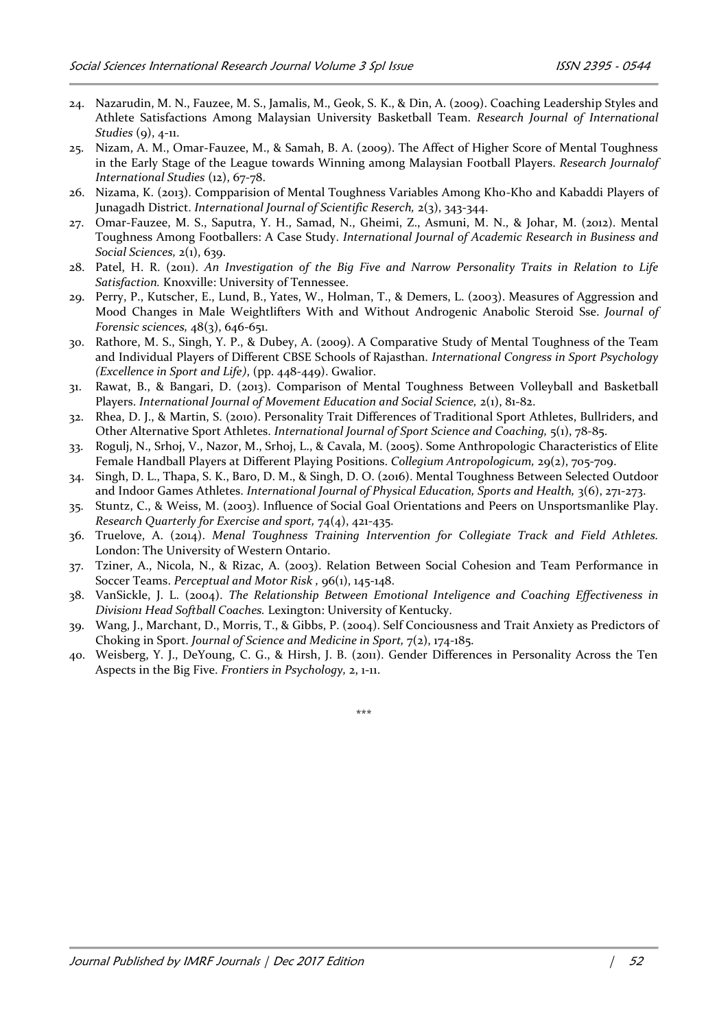24. Nazarudin, M. N., Fauzee, M. S., Jamalis, M., Geok, S. K., & Din, A. (2009). Coaching Leadership Styles and Athlete Satisfactions Among Malaysian University Basketball Team. *Research Journal of International Studies* (9), 4-11.
25. Nizam, A. M., Omar-Fauzee, M., & Samah, B. A. (2009). The Affect of Higher Score of Mental Toughness in the Early Stage of the League towards Winning among Malaysian Football Players. *Research Journalof International Studies* (12), 67-78.
26. Nizama, K. (2013). Compparision of Mental Toughness Variables Among Kho-Kho and Kabaddi Players of Junagadh District. *International Journal of Scientific Reserch,* 2(3), 343-344.
27. Omar-Fauzee, M. S., Saputra, Y. H., Samad, N., Gheimi, Z., Asmuni, M. N., & Johar, M. (2012). Mental Toughness Among Footballers: A Case Study. *International Journal of Academic Research in Business and Social Sciences,* 2(1), 639.
28. Patel, H. R. (2011). *An Investigation of the Big Five and Narrow Personality Traits in Relation to Life Satisfaction.* Knoxville: University of Tennessee.
29. Perry, P., Kutscher, E., Lund, B., Yates, W., Holman, T., & Demers, L. (2003). Measures of Aggression and Mood Changes in Male Weightlifters With and Without Androgenic Anabolic Steroid Sse. *Journal of Forensic sciences,* 48(3), 646-651.
30. Rathore, M. S., Singh, Y. P., & Dubey, A. (2009). A Comparative Study of Mental Toughness of the Team and Individual Players of Different CBSE Schools of Rajasthan. *International Congress in Sport Psychology (Excellence in Sport and Life)*, (pp. 448-449). Gwalior.
31. Rawat, B., & Bangari, D. (2013). Comparison of Mental Toughness Between Volleyball and Basketball Players. *International Journal of Movement Education and Social Science,* 2(1), 81-82.
32. Rhea, D. J., & Martin, S. (2010). Personality Trait Differences of Traditional Sport Athletes, Bullriders, and Other Alternative Sport Athletes. *International Journal of Sport Science and Coaching,* 5(1), 78-85.
33. Rogulj, N., Srhoj, V., Nazor, M., Srhoj, L., & Cavala, M. (2005). Some Anthropologic Characteristics of Elite Female Handball Players at Different Playing Positions. *Collegium Antropologicum,* 29(2), 705-709.
34. Singh, D. L., Thapa, S. K., Baro, D. M., & Singh, D. O. (2016). Mental Toughness Between Selected Outdoor and Indoor Games Athletes. *International Journal of Physical Education, Sports and Health,* 3(6), 271-273.
35. Stuntz, C., & Weiss, M. (2003). Influence of Social Goal Orientations and Peers on Unsportsmanlike Play. *Research Quarterly for Exercise and sport,* 74(4), 421-435.
36. Truelove, A. (2014). *Menal Toughness Training Intervention for Collegiate Track and Field Athletes.* London: The University of Western Ontario.
37. Tziner, A., Nicola, N., & Rizac, A. (2003). Relation Between Social Cohesion and Team Performance in Soccer Teams. *Perceptual and Motor Risk ,* 96(1), 145-148.
38. VanSickle, J. L. (2004). *The Relationship Between Emotional Inteligence and Coaching Effectiveness in Division1 Head Softball Coaches.* Lexington: University of Kentucky.
39. Wang, J., Marchant, D., Morris, T., & Gibbs, P. (2004). Self Conciousness and Trait Anxiety as Predictors of Choking in Sport. *Journal of Science and Medicine in Sport,* 7(2), 174-185.
40. Weisberg, Y. J., DeYoung, C. G., & Hirsh, J. B. (2011). Gender Differences in Personality Across the Ten Aspects in the Big Five. *Frontiers in Psychology,* 2, 1-11.

***